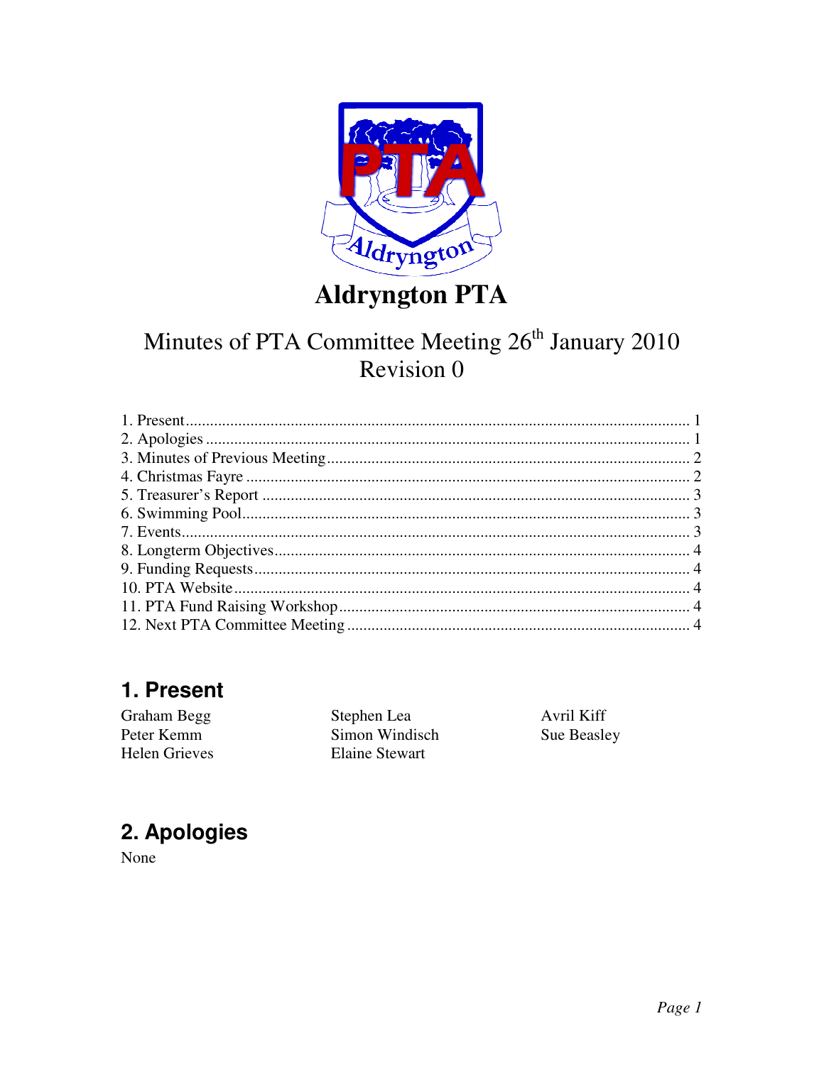# Aldryngton PTA

## Minutes of PTA Committee Meeting 26th January 2010
## Revision 0

1. Present ........ 1
2. Apologies ........ 1
3. Minutes of Previous Meeting ........ 2
4. Christmas Fayre ........ 2
5. Treasurer's Report ........ 3
6. Swimming Pool ........ 3
7. Events ........ 3
8. Longterm Objectives ........ 4
9. Funding Requests ........ 4
10. PTA Website ........ 4
11. PTA Fund Raising Workshop ........ 4
12. Next PTA Committee Meeting ........ 4

## 1. Present

Graham Begg
Peter Kemm
Helen Grieves
Stephen Lea
Simon Windisch
Elaine Stewart
Avril Kiff
Sue Beasley

## 2. Apologies

None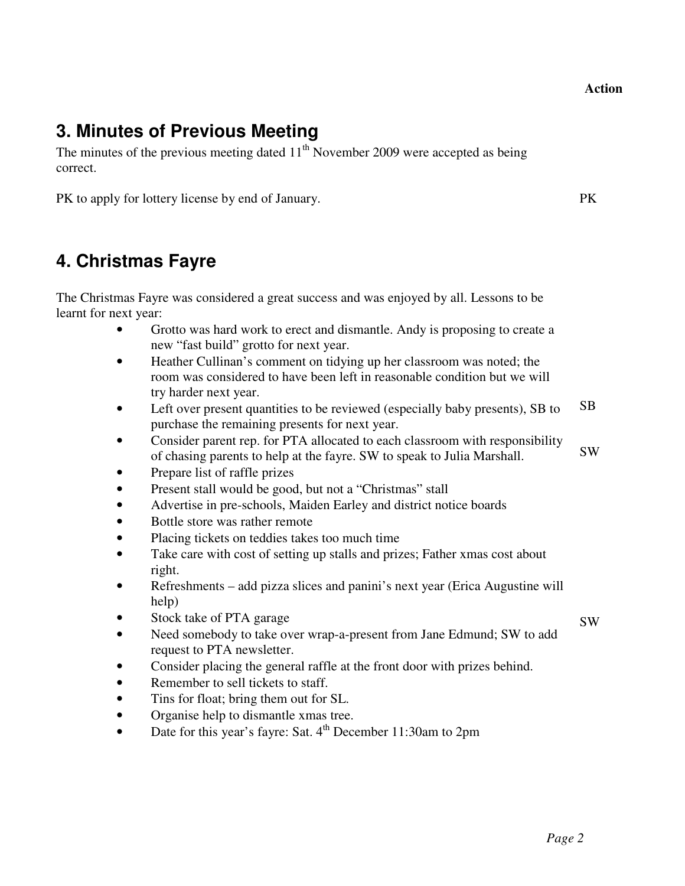**Action**

## 3. Minutes of Previous Meeting

The minutes of the previous meeting dated 11th November 2009 were accepted as being correct.

PK to apply for lottery license by end of January. PK

## 4. Christmas Fayre

The Christmas Fayre was considered a great success and was enjoyed by all. Lessons to be learnt for next year:

- Grotto was hard work to erect and dismantle. Andy is proposing to create a new "fast build" grotto for next year.
- Heather Cullinan's comment on tidying up her classroom was noted; the room was considered to have been left in reasonable condition but we will try harder next year.
- Left over present quantities to be reviewed (especially baby presents), SB to purchase the remaining presents for next year. SB
- Consider parent rep. for PTA allocated to each classroom with responsibility of chasing parents to help at the fayre. SW to speak to Julia Marshall. SW
- Prepare list of raffle prizes
- Present stall would be good, but not a "Christmas" stall
- Advertise in pre-schools, Maiden Earley and district notice boards
- Bottle store was rather remote
- Placing tickets on teddies takes too much time
- Take care with cost of setting up stalls and prizes; Father xmas cost about right.
- Refreshments – add pizza slices and panini's next year (Erica Augustine will help)
- Stock take of PTA garage
- Need somebody to take over wrap-a-present from Jane Edmund; SW to add request to PTA newsletter. SW
- Consider placing the general raffle at the front door with prizes behind.
- Remember to sell tickets to staff.
- Tins for float; bring them out for SL.
- Organise help to dismantle xmas tree.
- Date for this year's fayre: Sat. 4th December 11:30am to 2pm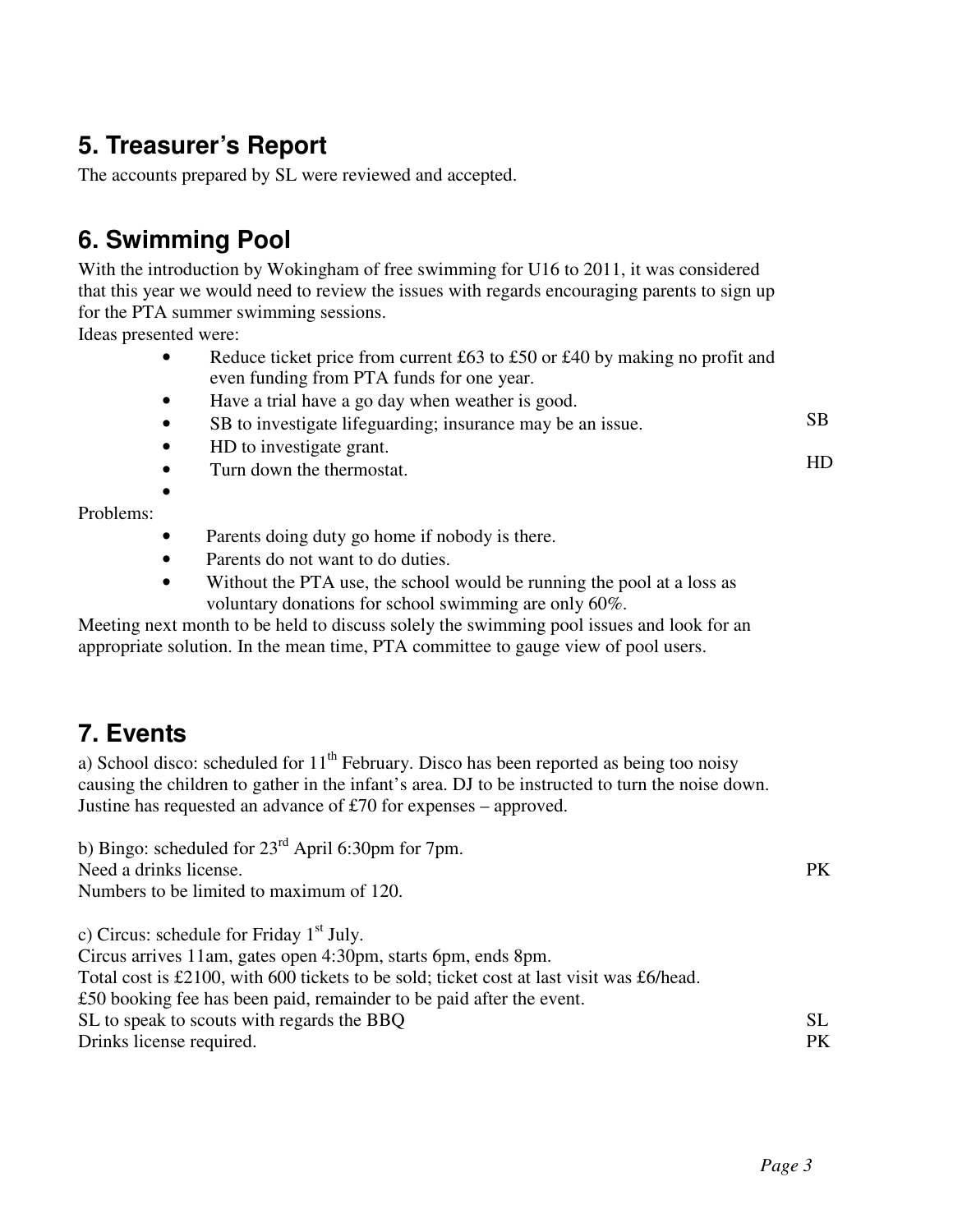## 5. Treasurer's Report

The accounts prepared by SL were reviewed and accepted.

## 6. Swimming Pool

With the introduction by Wokingham of free swimming for U16 to 2011, it was considered that this year we would need to review the issues with regards encouraging parents to sign up for the PTA summer swimming sessions.

Ideas presented were:

- Reduce ticket price from current £63 to £50 or £40 by making no profit and even funding from PTA funds for one year.
- Have a trial have a go day when weather is good.
- SB to investigate lifeguarding; insurance may be an issue. SB
- HD to investigate grant. HD
- Turn down the thermostat.
- 

Problems:

- Parents doing duty go home if nobody is there.
- Parents do not want to do duties.
- Without the PTA use, the school would be running the pool at a loss as voluntary donations for school swimming are only 60%.

Meeting next month to be held to discuss solely the swimming pool issues and look for an appropriate solution. In the mean time, PTA committee to gauge view of pool users.

## 7. Events

a) School disco: scheduled for 11th February. Disco has been reported as being too noisy causing the children to gather in the infant's area. DJ to be instructed to turn the noise down. Justine has requested an advance of £70 for expenses – approved.

b) Bingo: scheduled for 23rd April 6:30pm for 7pm.
Need a drinks license. PK
Numbers to be limited to maximum of 120.

c) Circus: schedule for Friday 1st July.
Circus arrives 11am, gates open 4:30pm, starts 6pm, ends 8pm.
Total cost is £2100, with 600 tickets to be sold; ticket cost at last visit was £6/head.
£50 booking fee has been paid, remainder to be paid after the event.
SL to speak to scouts with regards the BBQ SL
Drinks license required. PK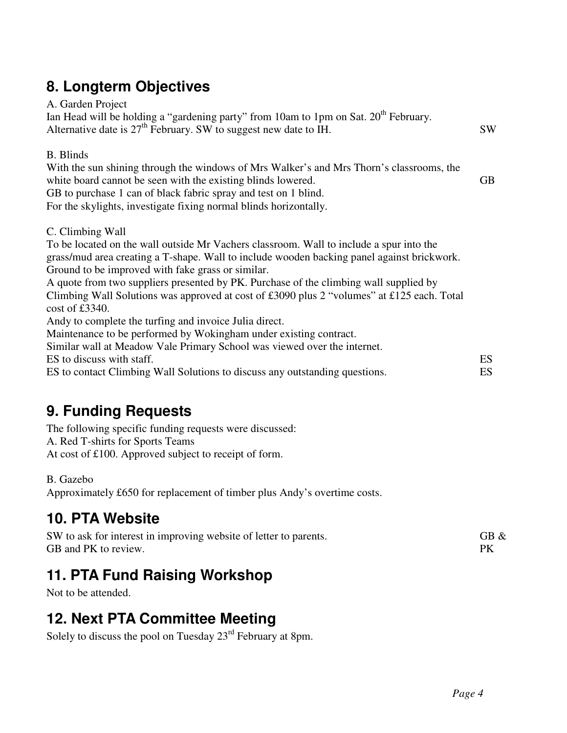## 8. Longterm Objectives

A. Garden Project

Ian Head will be holding a "gardening party" from 10am to 1pm on Sat. 20th February.
Alternative date is 27th February. SW to suggest new date to IH. SW

B. Blinds

With the sun shining through the windows of Mrs Walker's and Mrs Thorn's classrooms, the white board cannot be seen with the existing blinds lowered. GB
GB to purchase 1 can of black fabric spray and test on 1 blind.
For the skylights, investigate fixing normal blinds horizontally.

C. Climbing Wall

To be located on the wall outside Mr Vachers classroom. Wall to include a spur into the grass/mud area creating a T-shape. Wall to include wooden backing panel against brickwork.
Ground to be improved with fake grass or similar.
A quote from two suppliers presented by PK. Purchase of the climbing wall supplied by Climbing Wall Solutions was approved at cost of £3090 plus 2 "volumes" at £125 each. Total cost of £3340.
Andy to complete the turfing and invoice Julia direct.
Maintenance to be performed by Wokingham under existing contract.
Similar wall at Meadow Vale Primary School was viewed over the internet.
ES to discuss with staff. ES
ES to contact Climbing Wall Solutions to discuss any outstanding questions. ES

## 9. Funding Requests

The following specific funding requests were discussed:
A. Red T-shirts for Sports Teams
At cost of £100. Approved subject to receipt of form.

B. Gazebo
Approximately £650 for replacement of timber plus Andy's overtime costs.

## 10. PTA Website

SW to ask for interest in improving website of letter to parents. GB &
GB and PK to review. PK

## 11. PTA Fund Raising Workshop

Not to be attended.

## 12. Next PTA Committee Meeting

Solely to discuss the pool on Tuesday 23rd February at 8pm.